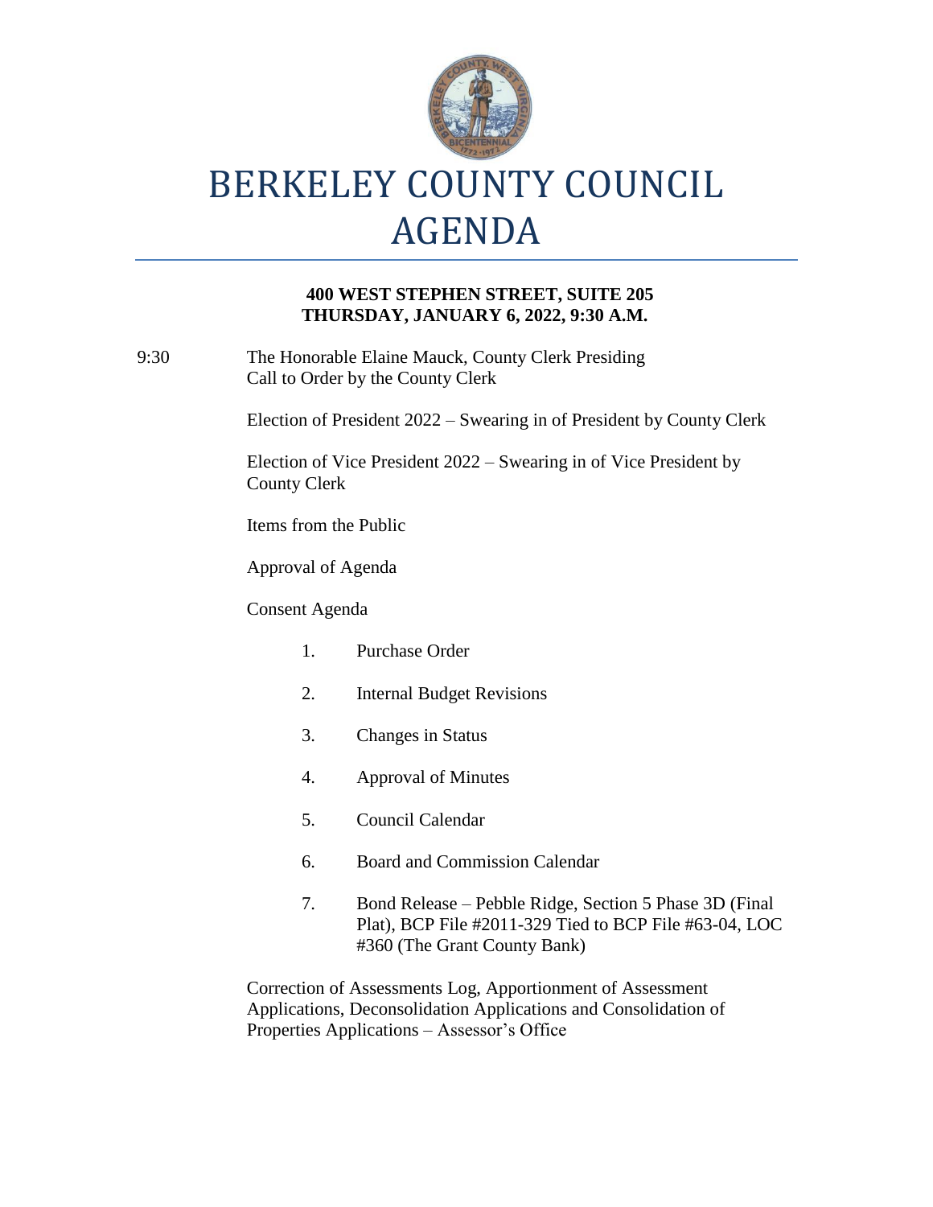# BERKELEY COUNTY COUNCIL AGENDA

**400 WEST STEPHEN STREET, SUITE 205**
**THURSDAY, JANUARY 6, 2022, 9:30 A.M.**

9:30 The Honorable Elaine Mauck, County Clerk Presiding
Call to Order by the County Clerk

Election of President 2022 – Swearing in of President by County Clerk

Election of Vice President 2022 – Swearing in of Vice President by County Clerk

Items from the Public

Approval of Agenda

Consent Agenda

1. Purchase Order
2. Internal Budget Revisions
3. Changes in Status
4. Approval of Minutes
5. Council Calendar
6. Board and Commission Calendar
7. Bond Release – Pebble Ridge, Section 5 Phase 3D (Final Plat), BCP File #2011-329 Tied to BCP File #63-04, LOC #360 (The Grant County Bank)

Correction of Assessments Log, Apportionment of Assessment Applications, Deconsolidation Applications and Consolidation of Properties Applications – Assessor's Office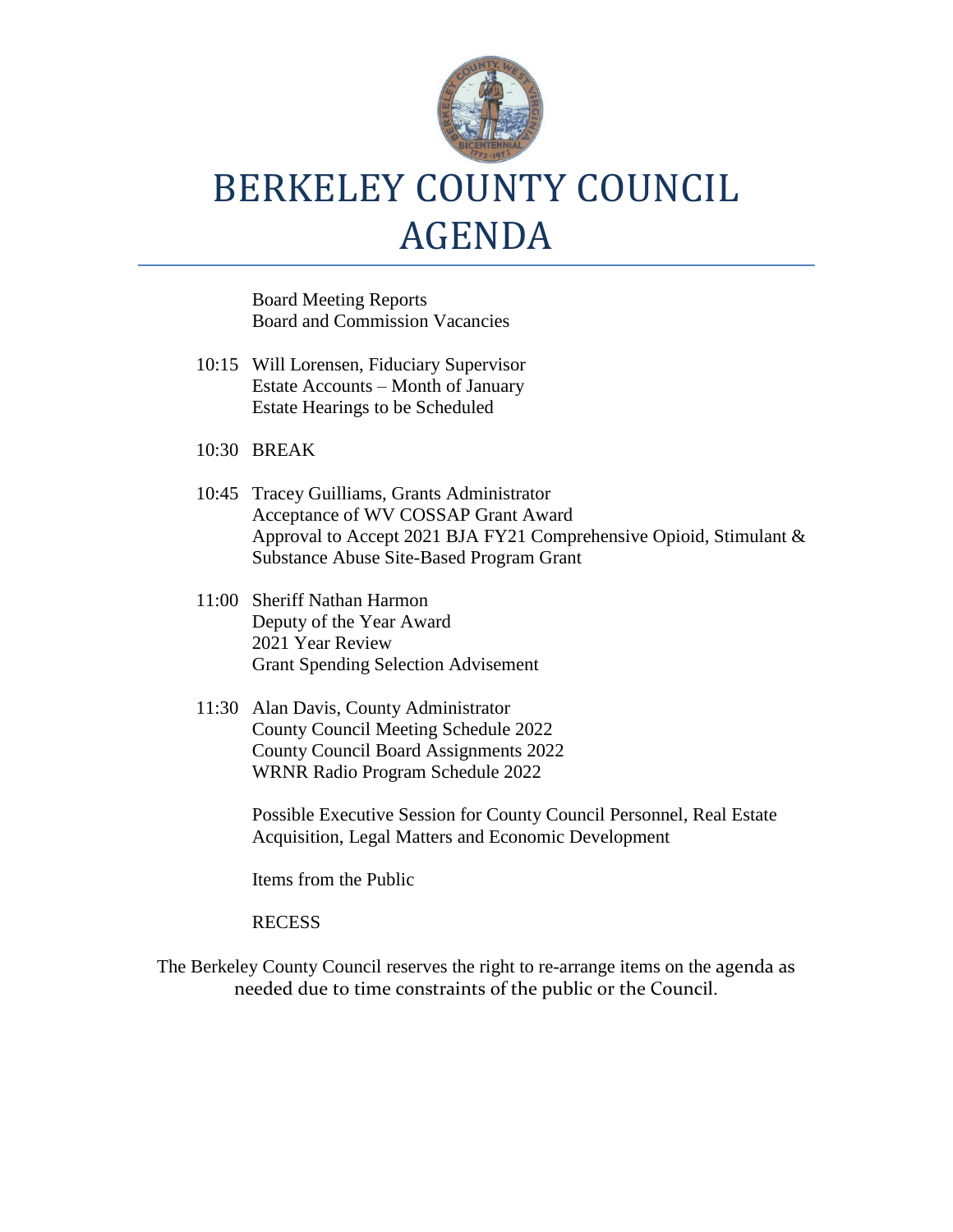# BERKELEY COUNTY COUNCIL AGENDA

Board Meeting Reports
Board and Commission Vacancies

10:15 Will Lorensen, Fiduciary Supervisor
Estate Accounts – Month of January
Estate Hearings to be Scheduled

10:30 BREAK

10:45 Tracey Guilliams, Grants Administrator
Acceptance of WV COSSAP Grant Award
Approval to Accept 2021 BJA FY21 Comprehensive Opioid, Stimulant & Substance Abuse Site-Based Program Grant

11:00 Sheriff Nathan Harmon
Deputy of the Year Award
2021 Year Review
Grant Spending Selection Advisement

11:30 Alan Davis, County Administrator
County Council Meeting Schedule 2022
County Council Board Assignments 2022
WRNR Radio Program Schedule 2022

Possible Executive Session for County Council Personnel, Real Estate Acquisition, Legal Matters and Economic Development

Items from the Public

RECESS

The Berkeley County Council reserves the right to re-arrange items on the agenda as needed due to time constraints of the public or the Council.